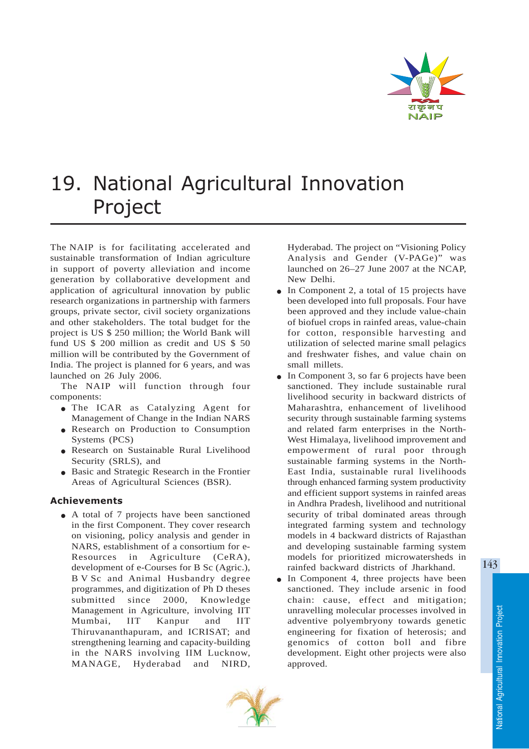# 19. National Agricultural Innovation Project

The NAIP is for facilitating accelerated and sustainable transformation of Indian agriculture in support of poverty alleviation and income generation by collaborative development and application of agricultural innovation by public research organizations in partnership with farmers groups, private sector, civil society organizations and other stakeholders. The total budget for the project is US $ 250 million; the World Bank will fund US $ 200 million as credit and US $ 50 million will be contributed by the Government of India. The project is planned for 6 years, and was launched on 26 July 2006.

The NAIP will function through four components:

- The ICAR as Catalyzing Agent for Management of Change in the Indian NARS
- Research on Production to Consumption Systems (PCS)
- Research on Sustainable Rural Livelihood Security (SRLS), and
- Basic and Strategic Research in the Frontier Areas of Agricultural Sciences (BSR).

## Achievements

- A total of 7 projects have been sanctioned in the first Component. They cover research on visioning, policy analysis and gender in NARS, establishment of a consortium for e-Resources in Agriculture (CeRA), development of e-Courses for B Sc (Agric.), B V Sc and Animal Husbandry degree programmes, and digitization of Ph D theses submitted since 2000, Knowledge Management in Agriculture, involving IIT Mumbai, IIT Kanpur and IIT Thiruvananthapuram, and ICRISAT; and strengthening learning and capacity-building in the NARS involving IIM Lucknow, MANAGE, Hyderabad and NIRD, Hyderabad. The project on "Visioning Policy Analysis and Gender (V-PAGe)" was launched on 26–27 June 2007 at the NCAP, New Delhi.
- In Component 2, a total of 15 projects have been developed into full proposals. Four have been approved and they include value-chain of biofuel crops in rainfed areas, value-chain for cotton, responsible harvesting and utilization of selected marine small pelagics and freshwater fishes, and value chain on small millets.
- In Component 3, so far 6 projects have been sanctioned. They include sustainable rural livelihood security in backward districts of Maharashtra, enhancement of livelihood security through sustainable farming systems and related farm enterprises in the North-West Himalaya, livelihood improvement and empowerment of rural poor through sustainable farming systems in the North-East India, sustainable rural livelihoods through enhanced farming system productivity and efficient support systems in rainfed areas in Andhra Pradesh, livelihood and nutritional security of tribal dominated areas through integrated farming system and technology models in 4 backward districts of Rajasthan and developing sustainable farming system models for prioritized microwatersheds in rainfed backward districts of Jharkhand.
- In Component 4, three projects have been sanctioned. They include arsenic in food chain: cause, effect and mitigation; unravelling molecular processes involved in adventive polyembryony towards genetic engineering for fixation of heterosis; and genomics of cotton boll and fibre development. Eight other projects were also approved.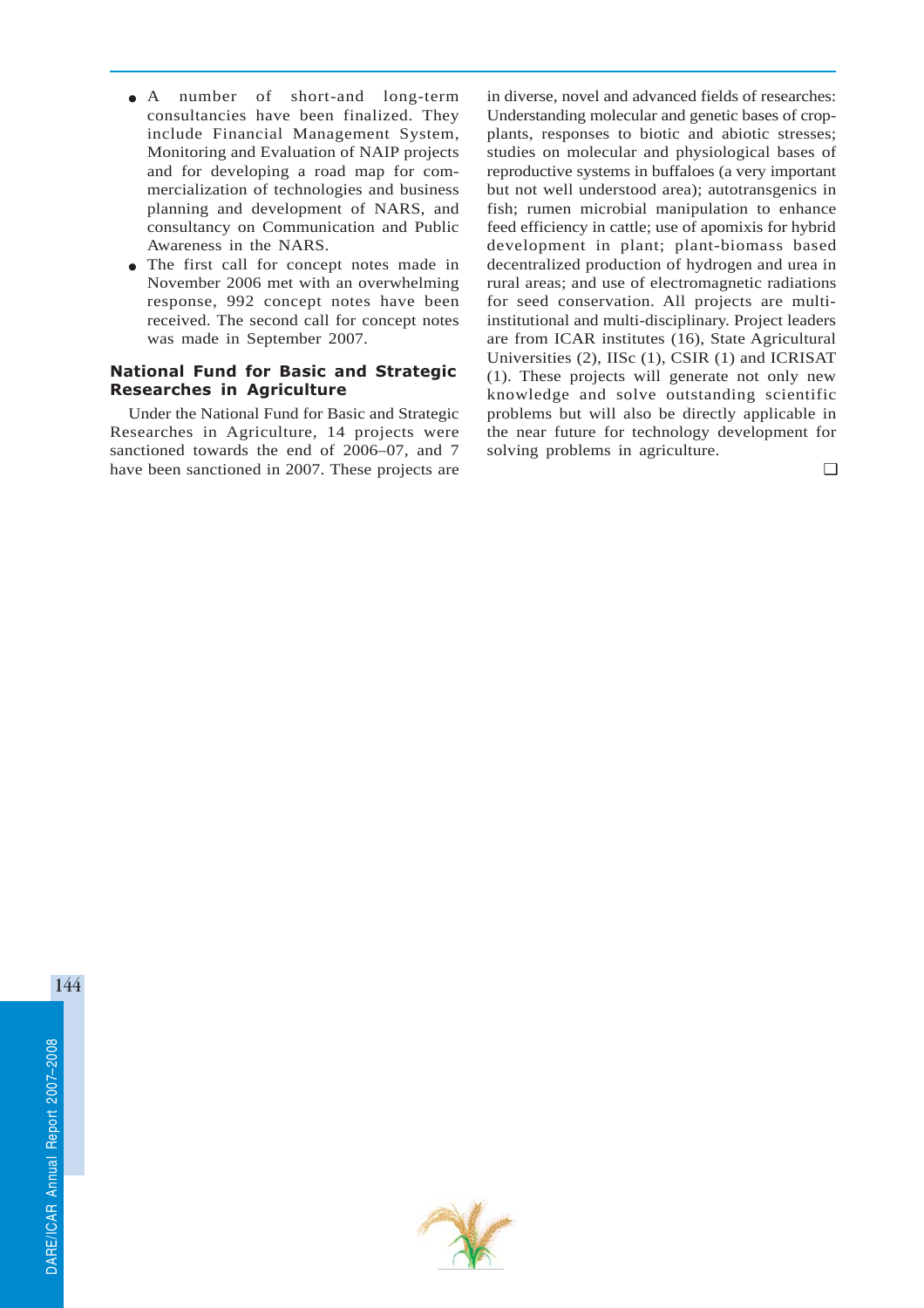- A number of short-and long-term consultancies have been finalized. They include Financial Management System, Monitoring and Evaluation of NAIP projects and for developing a road map for commercialization of technologies and business planning and development of NARS, and consultancy on Communication and Public Awareness in the NARS.
- The first call for concept notes made in November 2006 met with an overwhelming response, 992 concept notes have been received. The second call for concept notes was made in September 2007.

## National Fund for Basic and Strategic Researches in Agriculture

Under the National Fund for Basic and Strategic Researches in Agriculture, 14 projects were sanctioned towards the end of 2006–07, and 7 have been sanctioned in 2007. These projects are in diverse, novel and advanced fields of researches: Understanding molecular and genetic bases of crop-plants, responses to biotic and abiotic stresses; studies on molecular and physiological bases of reproductive systems in buffaloes (a very important but not well understood area); autotransgenics in fish; rumen microbial manipulation to enhance feed efficiency in cattle; use of apomixis for hybrid development in plant; plant-biomass based decentralized production of hydrogen and urea in rural areas; and use of electromagnetic radiations for seed conservation. All projects are multi-institutional and multi-disciplinary. Project leaders are from ICAR institutes (16), State Agricultural Universities (2), IISc (1), CSIR (1) and ICRISAT (1). These projects will generate not only new knowledge and solve outstanding scientific problems but will also be directly applicable in the near future for technology development for solving problems in agriculture.